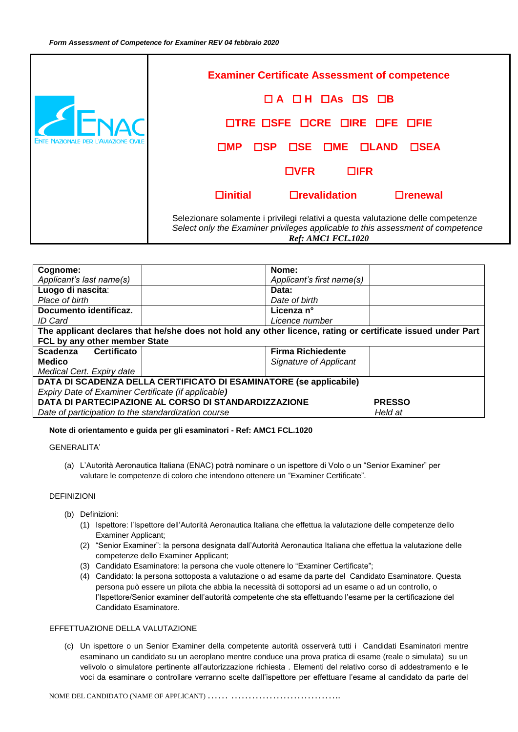*Form Assessment of Competence for Examiner REV 04 febbraio 2020*

| ENAC<br>Ente Nazionale per l'Aviazione Civile | **Examiner Certificate Assessment of competence**<br><br>**☐ A ☐ H ☐As ☐S ☐B**<br><br>**☐TRE ☐SFE ☐CRE ☐IRE ☐FE ☐FIE**<br><br>**☐MP ☐SP ☐SE ☐ME ☐LAND ☐SEA**<br><br>**☐VFR ☐IFR**<br><br>**☐initial ☐revalidation ☐renewal**<br><br>Selezionare solamente i privilegi relativi a questa valutazione delle competenze<br>*Select only the Examiner privileges applicable to this assessment of competence*<br>***Ref: AMC1 FCL.1020*** |
|---|---|

| **Cognome:**<br>*Applicant's last name(s)* | | **Nome:**<br>*Applicant's first name(s)* | |
|---|---|---|---|
| **Luogo di nascita**:<br>*Place of birth* | | **Data:**<br>*Date of birth* | |
| **Documento identificaz.**<br>*ID Card* | | **Licenza n°**<br>*Licence number* | |
| **The applicant declares that he/she does not hold any other licence, rating or certificate issued under Part FCL by any other member State** | | | |
| **Scadenza Certificato Medico**<br>*Medical Cert. Expiry date* | | **Firma Richiedente**<br>*Signature of Applicant* | |
| **DATA DI SCADENZA DELLA CERTIFICATO DI ESAMINATORE (se applicabile)**<br>*Expiry Date of Examiner Certificate (if applicable)* | | | |
| **DATA DI PARTECIPAZIONE AL CORSO DI STANDARDIZZAZIONE**<br>*Date of participation to the standardization course* | | | **PRESSO**<br>*Held at* |

**Note di orientamento e guida per gli esaminatori - Ref: AMC1 FCL.1020**

GENERALITA'

(a) L'Autorità Aeronautica Italiana (ENAC) potrà nominare o un ispettore di Volo o un "Senior Examiner" per valutare le competenze di coloro che intendono ottenere un "Examiner Certificate".

DEFINIZIONI

(b) Definizioni:
   (1) Ispettore: l'Ispettore dell'Autorità Aeronautica Italiana che effettua la valutazione delle competenze dello Examiner Applicant;
   (2) "Senior Examiner": la persona designata dall'Autorità Aeronautica Italiana che effettua la valutazione delle competenze dello Examiner Applicant;
   (3) Candidato Esaminatore: la persona che vuole ottenere lo "Examiner Certificate";
   (4) Candidato: la persona sottoposta a valutazione o ad esame da parte del Candidato Esaminatore. Questa persona può essere un pilota che abbia la necessità di sottoporsi ad un esame o ad un controllo, o l'Ispettore/Senior examiner dell'autorità competente che sta effettuando l'esame per la certificazione del Candidato Esaminatore.

EFFETTUAZIONE DELLA VALUTAZIONE

(c) Un ispettore o un Senior Examiner della competente autorità osserverà tutti i Candidati Esaminatori mentre esaminano un candidato su un aeroplano mentre conduce una prova pratica di esame (reale o simulata) su un velivolo o simulatore pertinente all'autorizzazione richiesta . Elementi del relativo corso di addestramento e le voci da esaminare o controllare verranno scelte dall'ispettore per effettuare l'esame al candidato da parte del

NOME DEL CANDIDATO (NAME OF APPLICANT) …… ……………………………..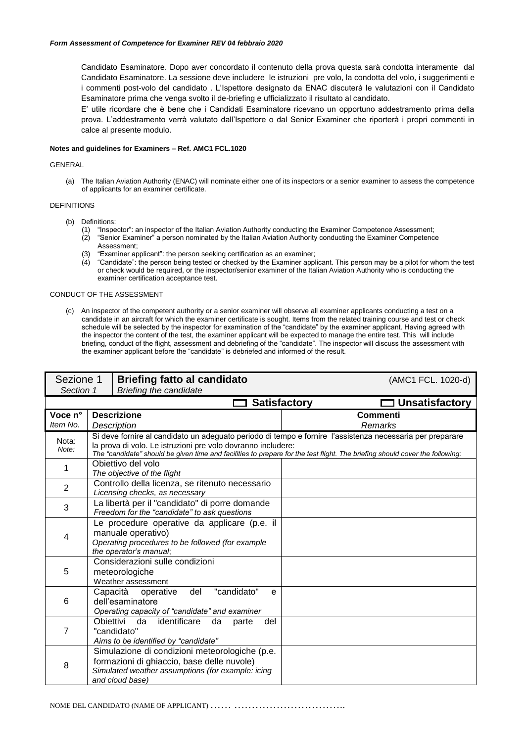Candidato Esaminatore. Dopo aver concordato il contenuto della prova questa sarà condotta interamente dal Candidato Esaminatore. La sessione deve includere le istruzioni pre volo, la condotta del volo, i suggerimenti e i commenti post-volo del candidato . L'Ispettore designato da ENAC discuterà le valutazioni con il Candidato Esaminatore prima che venga svolto il de-briefing e ufficializzato il risultato al candidato.

E' utile ricordare che è bene che i Candidati Esaminatore ricevano un opportuno addestramento prima della prova. L'addestramento verrà valutato dall'Ispettore o dal Senior Examiner che riporterà i propri commenti in calce al presente modulo.

**Notes and guidelines for Examiners – Ref. AMC1 FCL.1020**

GENERAL

(a) The Italian Aviation Authority (ENAC) will nominate either one of its inspectors or a senior examiner to assess the competence of applicants for an examiner certificate.

DEFINITIONS

(b) Definitions:
  (1) "Inspector": an inspector of the Italian Aviation Authority conducting the Examiner Competence Assessment;
  (2) "Senior Examiner" a person nominated by the Italian Aviation Authority conducting the Examiner Competence Assessment;
  (3) "Examiner applicant": the person seeking certification as an examiner;
  (4) "Candidate": the person being tested or checked by the Examiner applicant. This person may be a pilot for whom the test or check would be required, or the inspector/senior examiner of the Italian Aviation Authority who is conducting the examiner certification acceptance test.

CONDUCT OF THE ASSESSMENT

(c) An inspector of the competent authority or a senior examiner will observe all examiner applicants conducting a test on a candidate in an aircraft for which the examiner certificate is sought. Items from the related training course and test or check schedule will be selected by the inspector for examination of the "candidate" by the examiner applicant. Having agreed with the inspector the content of the test, the examiner applicant will be expected to manage the entire test. This will include briefing, conduct of the flight, assessment and debriefing of the "candidate". The inspector will discuss the assessment with the examiner applicant before the "candidate" is debriefed and informed of the result.

| Sezione 1<br>*Section 1* | **Briefing fatto al candidato**<br>*Briefing the candidate* | (AMC1 FCL. 1020-d) |
|---|---|---|
| | ☐ **Satisfactory** | ☐ **Unsatisfactory** |
| **Voce n°**<br>*Item No.* | **Descrizione**<br>*Description* | **Commenti**<br>*Remarks* |
| Nota:<br>*Note:* | Si deve fornire al candidato un adeguato periodo di tempo e fornire l'assistenza necessaria per preparare la prova di volo. Le istruzioni pre volo dovranno includere:<br>*The "candidate" should be given time and facilities to prepare for the test flight. The briefing should cover the following:* | |
| 1 | Obiettivo del volo<br>*The objective of the flight* | |
| 2 | Controllo della licenza, se ritenuto necessario<br>*Licensing checks, as necessary* | |
| 3 | La libertà per il "candidato" di porre domande<br>*Freedom for the "candidate" to ask questions* | |
| 4 | Le procedure operative da applicare (p.e. il manuale operativo)<br>*Operating procedures to be followed (for example the operator's manual;* | |
| 5 | Considerazioni sulle condizioni meteorologiche<br>Weather assessment | |
| 6 | Capacità operative del "candidato" e dell'esaminatore<br>*Operating capacity of "candidate" and examiner* | |
| 7 | Obiettivi da identificare da parte del "candidato"<br>*Aims to be identified by "candidate"* | |
| 8 | Simulazione di condizioni meteorologiche (p.e. formazioni di ghiaccio, base delle nuvole)<br>*Simulated weather assumptions (for example: icing and cloud base)* | |

NOME DEL CANDIDATO (NAME OF APPLICANT) ...... ................................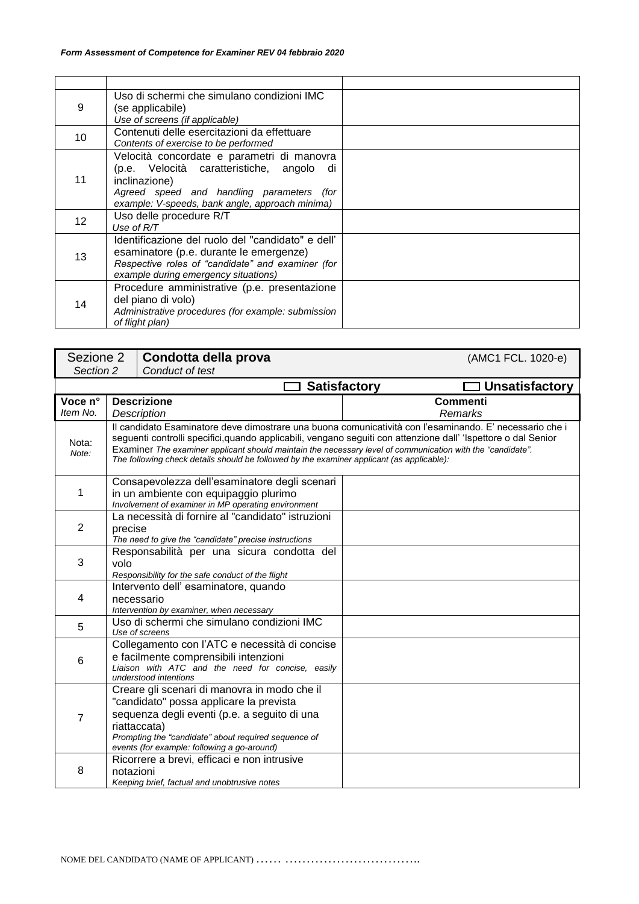| | | |
|---|---|---|
| | | |
| 9 | Uso di schermi che simulano condizioni IMC (se applicabile)<br>*Use of screens (if applicable)* | |
| 10 | Contenuti delle esercitazioni da effettuare<br>*Contents of exercise to be performed* | |
| 11 | Velocità concordate e parametri di manovra (p.e. Velocità caratteristiche, angolo di inclinazione)<br>*Agreed speed and handling parameters (for example: V-speeds, bank angle, approach minima)* | |
| 12 | Uso delle procedure R/T<br>*Use of R/T* | |
| 13 | Identificazione del ruolo del "candidato" e dell' esaminatore (p.e. durante le emergenze)<br>*Respective roles of "candidate" and examiner (for example during emergency situations)* | |
| 14 | Procedure amministrative (p.e. presentazione del piano di volo)<br>*Administrative procedures (for example: submission of flight plan)* | |

| Sezione 2<br>*Section 2* | **Condotta della prova**<br>*Conduct of test* | (AMC1 FCL. 1020-e) |
|---|---|---|
| | ☐ **Satisfactory** | ☐ **Unsatisfactory** |
| **Voce n°**<br>*Item No.* | **Descrizione**<br>*Description* | **Commenti**<br>*Remarks* |
| Nota:<br>*Note:* | Il candidato Esaminatore deve dimostrare una buona comunicatività con l'esaminando. E' necessario che i seguenti controlli specifici,quando applicabili, vengano seguiti con attenzione dall' 'Ispettore o dal Senior Examiner *The examiner applicant should maintain the necessary level of communication with the "candidate". The following check details should be followed by the examiner applicant (as applicable):* | |
| 1 | Consapevolezza dell'esaminatore degli scenari in un ambiente con equipaggio plurimo<br>*Involvement of examiner in MP operating environment* | |
| 2 | La necessità di fornire al "candidato" istruzioni precise<br>*The need to give the "candidate" precise instructions* | |
| 3 | Responsabilità per una sicura condotta del volo<br>*Responsibility for the safe conduct of the flight* | |
| 4 | Intervento dell' esaminatore, quando necessario<br>*Intervention by examiner, when necessary* | |
| 5 | Uso di schermi che simulano condizioni IMC<br>*Use of screens* | |
| 6 | Collegamento con l'ATC e necessità di concise e facilmente comprensibili intenzioni<br>*Liaison with ATC and the need for concise, easily understood intentions* | |
| 7 | Creare gli scenari di manovra in modo che il "candidato" possa applicare la prevista sequenza degli eventi (p.e. a seguito di una riattaccata)<br>*Prompting the "candidate" about required sequence of events (for example: following a go-around)* | |
| 8 | Ricorrere a brevi, efficaci e non intrusive notazioni<br>*Keeping brief, factual and unobtrusive notes* | |

NOME DEL CANDIDATO (NAME OF APPLICANT) …… ……………………………..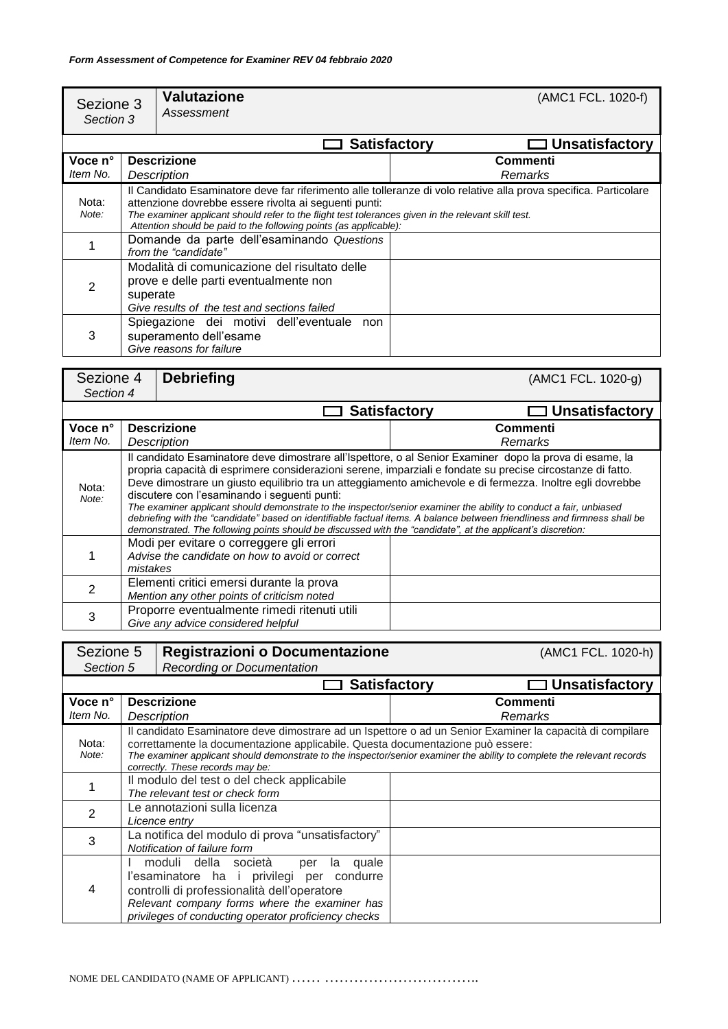*Form Assessment of Competence for Examiner REV 04 febbraio 2020*

| Sezione 3 *Section 3* | **Valutazione** *Assessment* | (AMC1 FCL. 1020-f) |
|---|---|---|
| | ☐ **Satisfactory** | ☐ **Unsatisfactory** |
| **Voce n°** *Item No.* | **Descrizione** *Description* | **Commenti** *Remarks* |
| Nota: *Note:* | Il Candidato Esaminatore deve far riferimento alle tolleranze di volo relative alla prova specifica. Particolare attenzione dovrebbe essere rivolta ai seguenti punti: *The examiner applicant should refer to the flight test tolerances given in the relevant skill test. Attention should be paid to the following points (as applicable):* | |
| 1 | Domande da parte dell'esaminando *Questions from the "candidate"* | |
| 2 | Modalità di comunicazione del risultato delle prove e delle parti eventualmente non superate *Give results of the test and sections failed* | |
| 3 | Spiegazione dei motivi dell'eventuale non superamento dell'esame *Give reasons for failure* | |

| Sezione 4 *Section 4* | **Debriefing** | (AMC1 FCL. 1020-g) |
|---|---|---|
| | ☐ **Satisfactory** | ☐ **Unsatisfactory** |
| **Voce n°** *Item No.* | **Descrizione** *Description* | **Commenti** *Remarks* |
| Nota: *Note:* | Il candidato Esaminatore deve dimostrare all'Ispettore, o al Senior Examiner dopo la prova di esame, la propria capacità di esprimere considerazioni serene, imparziali e fondate su precise circostanze di fatto. Deve dimostrare un giusto equilibrio tra un atteggiamento amichevole e di fermezza. Inoltre egli dovrebbe discutere con l'esaminando i seguenti punti: *The examiner applicant should demonstrate to the inspector/senior examiner the ability to conduct a fair, unbiased debriefing with the "candidate" based on identifiable factual items. A balance between friendliness and firmness shall be demonstrated. The following points should be discussed with the "candidate", at the applicant's discretion:* | |
| 1 | Modi per evitare o correggere gli errori *Advise the candidate on how to avoid or correct mistakes* | |
| 2 | Elementi critici emersi durante la prova *Mention any other points of criticism noted* | |
| 3 | Proporre eventualmente rimedi ritenuti utili *Give any advice considered helpful* | |

| Sezione 5 *Section 5* | **Registrazioni o Documentazione** *Recording or Documentation* | (AMC1 FCL. 1020-h) |
|---|---|---|
| | ☐ **Satisfactory** | ☐ **Unsatisfactory** |
| **Voce n°** *Item No.* | **Descrizione** *Description* | **Commenti** *Remarks* |
| Nota: *Note:* | Il candidato Esaminatore deve dimostrare ad un Ispettore o ad un Senior Examiner la capacità di compilare correttamente la documentazione applicabile. Questa documentazione può essere: *The examiner applicant should demonstrate to the inspector/senior examiner the ability to complete the relevant records correctly. These records may be:* | |
| 1 | Il modulo del test o del check applicabile *The relevant test or check form* | |
| 2 | Le annotazioni sulla licenza *Licence entry* | |
| 3 | La notifica del modulo di prova "unsatisfactory" *Notification of failure form* | |
| 4 | I moduli della società per la quale l'esaminatore ha i privilegi per condurre controlli di professionalità dell'operatore *Relevant company forms where the examiner has privileges of conducting operator proficiency checks* | |

NOME DEL CANDIDATO (NAME OF APPLICANT) …… ……………………………..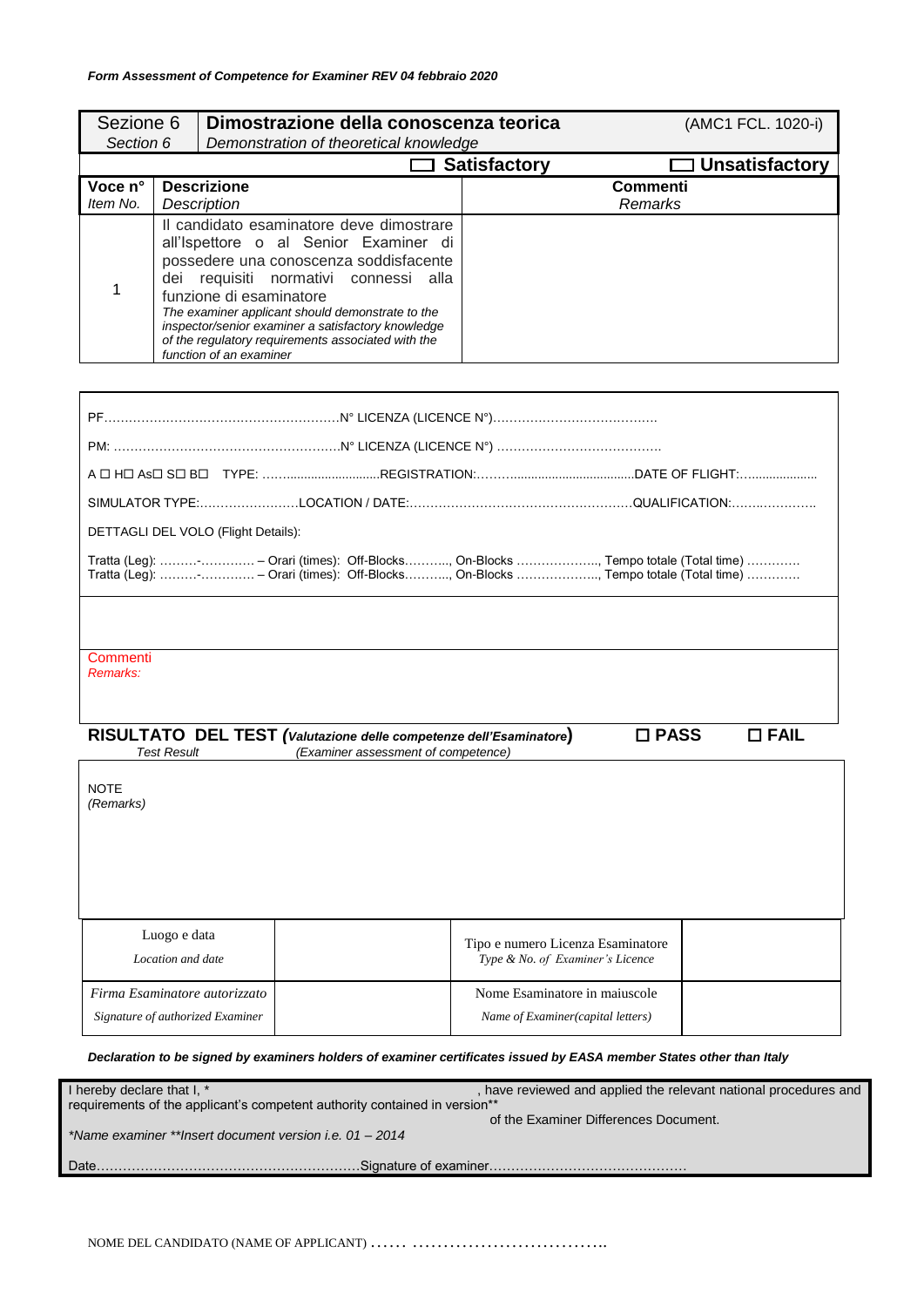*Form Assessment of Competence for Examiner REV 04 febbraio 2020*

| Sezione 6<br>*Section 6* | **Dimostrazione della conoscenza teorica**<br>*Demonstration of theoretical knowledge* | (AMC1 FCL. 1020-i) |
|---|---|---|
| | ☐ **Satisfactory** | ☐ **Unsatisfactory** |
| **Voce n°**<br>*Item No.* | **Descrizione**<br>*Description* | **Commenti**<br>*Remarks* |
| 1 | Il candidato esaminatore deve dimostrare all'Ispettore o al Senior Examiner di possedere una conoscenza soddisfacente dei requisiti normativi connessi alla funzione di esaminatore<br>*The examiner applicant should demonstrate to the inspector/senior examiner a satisfactory knowledge of the regulatory requirements associated with the function of an examiner* | |

PF………………………………………………N° LICENZA (LICENCE N°)…………………………………

PM: ………………………………………………N° LICENZA (LICENCE N°) …………………………………

A ☐ H☐ As☐ S☐ B☐ TYPE: ……………………….REGISTRATION:……….…………………………DATE OF FLIGHT:…………………

SIMULATOR TYPE:……………………LOCATION / DATE:………………………………………………QUALIFICATION:……………………

DETTAGLI DEL VOLO (Flight Details):

Tratta (Leg): ………-…………. – Orari (times): Off-Blocks……….., On-Blocks ……………….., Tempo totale (Total time) …………
Tratta (Leg): ………-…………. – Orari (times): Off-Blocks……….., On-Blocks ……………….., Tempo totale (Total time) …………

Commenti
*Remarks:*

**RISULTATO DEL TEST** (***Valutazione delle competenze dell'Esaminatore***) ☐ **PASS** ☐ **FAIL**
*Test Result* *(Examiner assessment of competence)*

NOTE
*(Remarks)*

| | | | |
|---|---|---|---|
| Luogo e data<br>*Location and date* | | Tipo e numero Licenza Esaminatore<br>*Type & No. of Examiner's Licence* | |
| *Firma Esaminatore autorizzato*<br>*Signature of authorized Examiner* | | Nome Esaminatore in maiuscole<br>*Name of Examiner(capital letters)* | |

***Declaration to be signed by examiners holders of examiner certificates issued by EASA member States other than Italy***

I hereby declare that I, * , have reviewed and applied the relevant national procedures and requirements of the applicant's competent authority contained in version** of the Examiner Differences Document.

*\*Name examiner \*\*Insert document version i.e. 01 – 2014*

Date…………………………………………………Signature of examiner………………………………………

NOME DEL CANDIDATO (NAME OF APPLICANT) …… ……………………………..